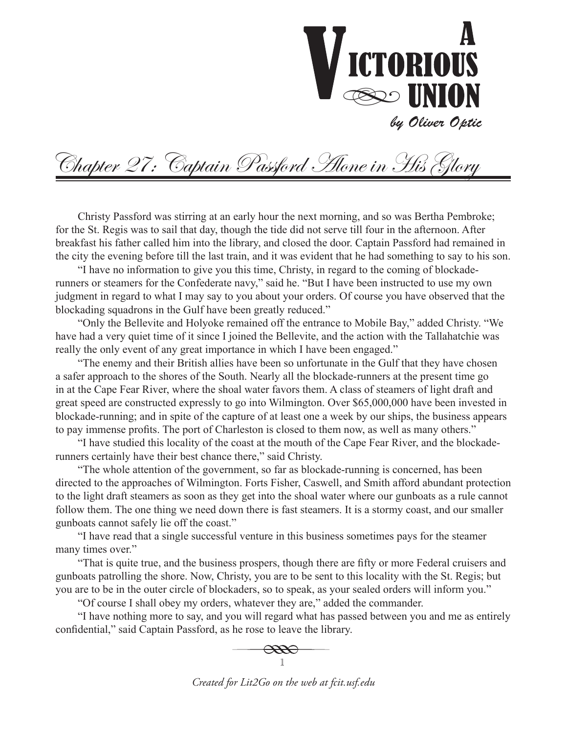# A Victorious Union

*by Oliver Optic*

## Chapter 27: Captain Passford Alone in His Glory

Christy Passford was stirring at an early hour the next morning, and so was Bertha Pembroke; for the St. Regis was to sail that day, though the tide did not serve till four in the afternoon. After breakfast his father called him into the library, and closed the door. Captain Passford had remained in the city the evening before till the last train, and it was evident that he had something to say to his son.

"I have no information to give you this time, Christy, in regard to the coming of blockade-runners or steamers for the Confederate navy," said he. "But I have been instructed to use my own judgment in regard to what I may say to you about your orders. Of course you have observed that the blockading squadrons in the Gulf have been greatly reduced."

"Only the Bellevite and Holyoke remained off the entrance to Mobile Bay," added Christy. "We have had a very quiet time of it since I joined the Bellevite, and the action with the Tallahatchie was really the only event of any great importance in which I have been engaged."

"The enemy and their British allies have been so unfortunate in the Gulf that they have chosen a safer approach to the shores of the South. Nearly all the blockade-runners at the present time go in at the Cape Fear River, where the shoal water favors them. A class of steamers of light draft and great speed are constructed expressly to go into Wilmington. Over $65,000,000 have been invested in blockade-running; and in spite of the capture of at least one a week by our ships, the business appears to pay immense profits. The port of Charleston is closed to them now, as well as many others."

"I have studied this locality of the coast at the mouth of the Cape Fear River, and the blockade-runners certainly have their best chance there," said Christy.

"The whole attention of the government, so far as blockade-running is concerned, has been directed to the approaches of Wilmington. Forts Fisher, Caswell, and Smith afford abundant protection to the light draft steamers as soon as they get into the shoal water where our gunboats as a rule cannot follow them. The one thing we need down there is fast steamers. It is a stormy coast, and our smaller gunboats cannot safely lie off the coast."

"I have read that a single successful venture in this business sometimes pays for the steamer many times over."

"That is quite true, and the business prospers, though there are fifty or more Federal cruisers and gunboats patrolling the shore. Now, Christy, you are to be sent to this locality with the St. Regis; but you are to be in the outer circle of blockaders, so to speak, as your sealed orders will inform you."

"Of course I shall obey my orders, whatever they are," added the commander.

"I have nothing more to say, and you will regard what has passed between you and me as entirely confidential," said Captain Passford, as he rose to leave the library.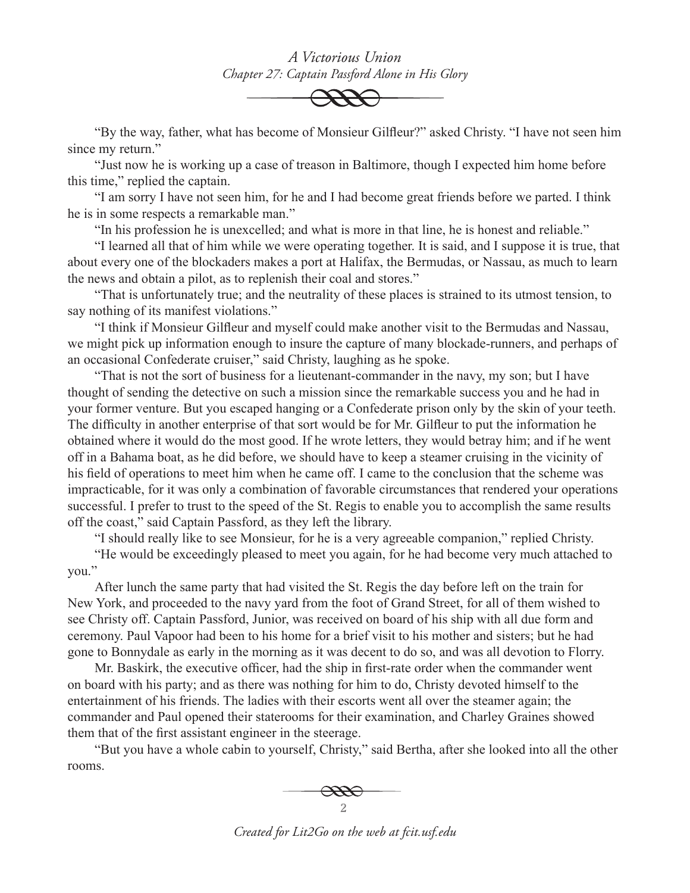"By the way, father, what has become of Monsieur Gilfleur?" asked Christy. "I have not seen him since my return."

"Just now he is working up a case of treason in Baltimore, though I expected him home before this time," replied the captain.

"I am sorry I have not seen him, for he and I had become great friends before we parted. I think he is in some respects a remarkable man."

"In his profession he is unexcelled; and what is more in that line, he is honest and reliable."

"I learned all that of him while we were operating together. It is said, and I suppose it is true, that about every one of the blockaders makes a port at Halifax, the Bermudas, or Nassau, as much to learn the news and obtain a pilot, as to replenish their coal and stores."

"That is unfortunately true; and the neutrality of these places is strained to its utmost tension, to say nothing of its manifest violations."

"I think if Monsieur Gilfleur and myself could make another visit to the Bermudas and Nassau, we might pick up information enough to insure the capture of many blockade-runners, and perhaps of an occasional Confederate cruiser," said Christy, laughing as he spoke.

"That is not the sort of business for a lieutenant-commander in the navy, my son; but I have thought of sending the detective on such a mission since the remarkable success you and he had in your former venture. But you escaped hanging or a Confederate prison only by the skin of your teeth. The difficulty in another enterprise of that sort would be for Mr. Gilfleur to put the information he obtained where it would do the most good. If he wrote letters, they would betray him; and if he went off in a Bahama boat, as he did before, we should have to keep a steamer cruising in the vicinity of his field of operations to meet him when he came off. I came to the conclusion that the scheme was impracticable, for it was only a combination of favorable circumstances that rendered your operations successful. I prefer to trust to the speed of the St. Regis to enable you to accomplish the same results off the coast," said Captain Passford, as they left the library.

"I should really like to see Monsieur, for he is a very agreeable companion," replied Christy.

"He would be exceedingly pleased to meet you again, for he had become very much attached to you."

After lunch the same party that had visited the St. Regis the day before left on the train for New York, and proceeded to the navy yard from the foot of Grand Street, for all of them wished to see Christy off. Captain Passford, Junior, was received on board of his ship with all due form and ceremony. Paul Vapoor had been to his home for a brief visit to his mother and sisters; but he had gone to Bonnydale as early in the morning as it was decent to do so, and was all devotion to Florry.

Mr. Baskirk, the executive officer, had the ship in first-rate order when the commander went on board with his party; and as there was nothing for him to do, Christy devoted himself to the entertainment of his friends. The ladies with their escorts went all over the steamer again; the commander and Paul opened their staterooms for their examination, and Charley Graines showed them that of the first assistant engineer in the steerage.

"But you have a whole cabin to yourself, Christy," said Bertha, after she looked into all the other rooms.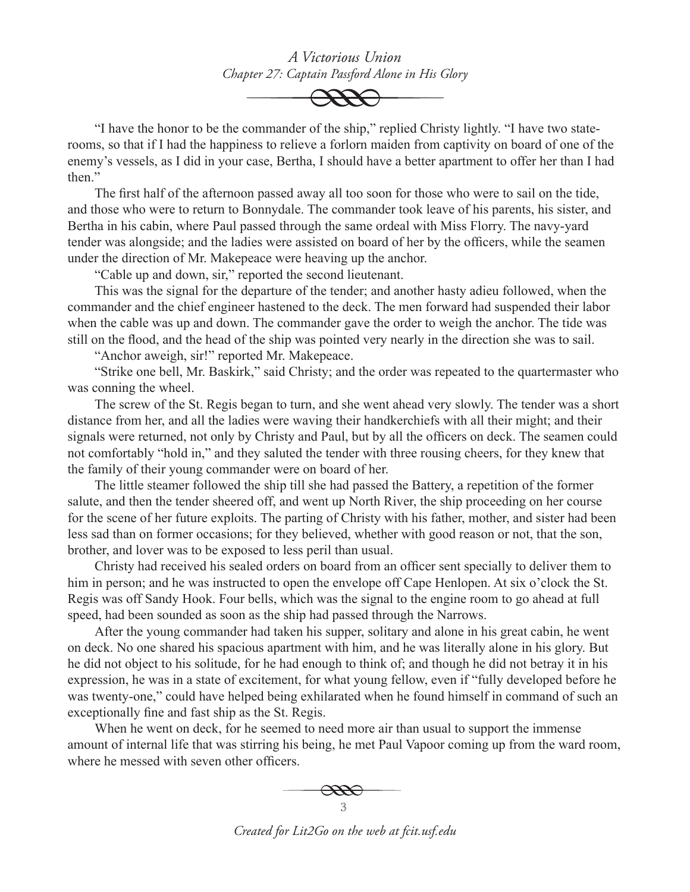"I have the honor to be the commander of the ship," replied Christy lightly. "I have two staterooms, so that if I had the happiness to relieve a forlorn maiden from captivity on board of one of the enemy's vessels, as I did in your case, Bertha, I should have a better apartment to offer her than I had then."

The first half of the afternoon passed away all too soon for those who were to sail on the tide, and those who were to return to Bonnydale. The commander took leave of his parents, his sister, and Bertha in his cabin, where Paul passed through the same ordeal with Miss Florry. The navy-yard tender was alongside; and the ladies were assisted on board of her by the officers, while the seamen under the direction of Mr. Makepeace were heaving up the anchor.

"Cable up and down, sir," reported the second lieutenant.

This was the signal for the departure of the tender; and another hasty adieu followed, when the commander and the chief engineer hastened to the deck. The men forward had suspended their labor when the cable was up and down. The commander gave the order to weigh the anchor. The tide was still on the flood, and the head of the ship was pointed very nearly in the direction she was to sail.

"Anchor aweigh, sir!" reported Mr. Makepeace.

"Strike one bell, Mr. Baskirk," said Christy; and the order was repeated to the quartermaster who was conning the wheel.

The screw of the St. Regis began to turn, and she went ahead very slowly. The tender was a short distance from her, and all the ladies were waving their handkerchiefs with all their might; and their signals were returned, not only by Christy and Paul, but by all the officers on deck. The seamen could not comfortably "hold in," and they saluted the tender with three rousing cheers, for they knew that the family of their young commander were on board of her.

The little steamer followed the ship till she had passed the Battery, a repetition of the former salute, and then the tender sheered off, and went up North River, the ship proceeding on her course for the scene of her future exploits. The parting of Christy with his father, mother, and sister had been less sad than on former occasions; for they believed, whether with good reason or not, that the son, brother, and lover was to be exposed to less peril than usual.

Christy had received his sealed orders on board from an officer sent specially to deliver them to him in person; and he was instructed to open the envelope off Cape Henlopen. At six o'clock the St. Regis was off Sandy Hook. Four bells, which was the signal to the engine room to go ahead at full speed, had been sounded as soon as the ship had passed through the Narrows.

After the young commander had taken his supper, solitary and alone in his great cabin, he went on deck. No one shared his spacious apartment with him, and he was literally alone in his glory. But he did not object to his solitude, for he had enough to think of; and though he did not betray it in his expression, he was in a state of excitement, for what young fellow, even if "fully developed before he was twenty-one," could have helped being exhilarated when he found himself in command of such an exceptionally fine and fast ship as the St. Regis.

When he went on deck, for he seemed to need more air than usual to support the immense amount of internal life that was stirring his being, he met Paul Vapoor coming up from the ward room, where he messed with seven other officers.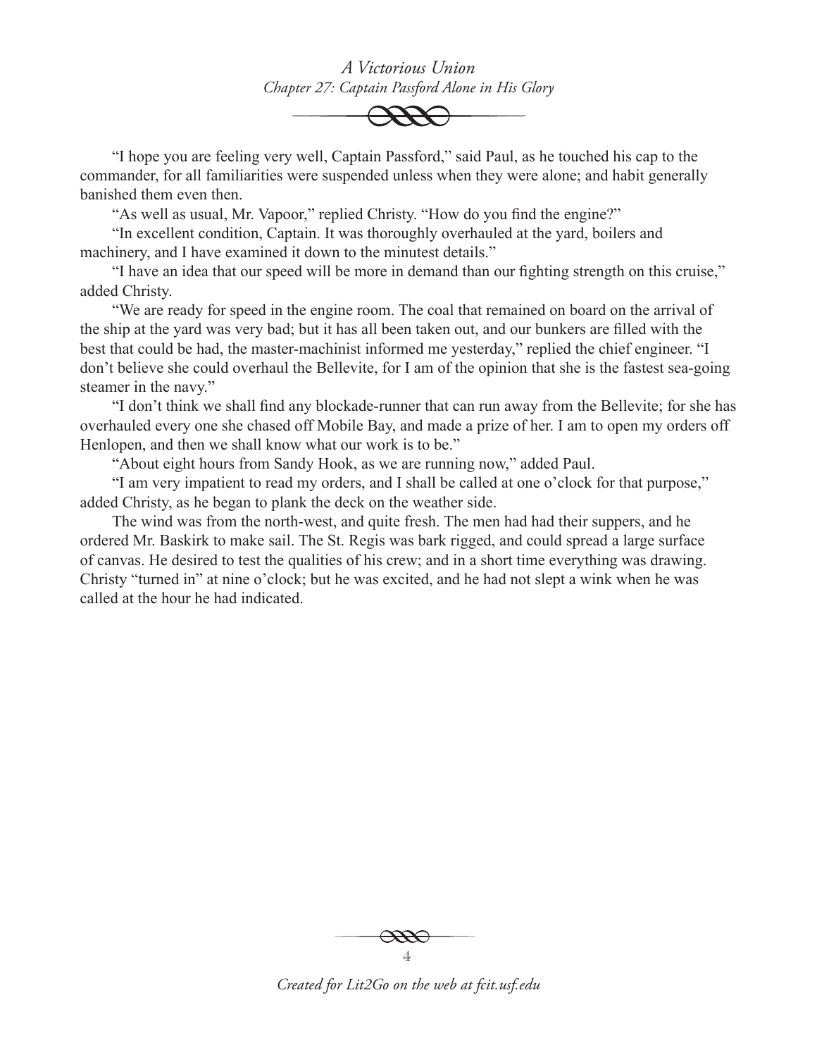"I hope you are feeling very well, Captain Passford," said Paul, as he touched his cap to the commander, for all familiarities were suspended unless when they were alone; and habit generally banished them even then.

"As well as usual, Mr. Vapoor," replied Christy. "How do you find the engine?"

"In excellent condition, Captain. It was thoroughly overhauled at the yard, boilers and machinery, and I have examined it down to the minutest details."

"I have an idea that our speed will be more in demand than our fighting strength on this cruise," added Christy.

"We are ready for speed in the engine room. The coal that remained on board on the arrival of the ship at the yard was very bad; but it has all been taken out, and our bunkers are filled with the best that could be had, the master-machinist informed me yesterday," replied the chief engineer. "I don't believe she could overhaul the Bellevite, for I am of the opinion that she is the fastest sea-going steamer in the navy."

"I don't think we shall find any blockade-runner that can run away from the Bellevite; for she has overhauled every one she chased off Mobile Bay, and made a prize of her. I am to open my orders off Henlopen, and then we shall know what our work is to be."

"About eight hours from Sandy Hook, as we are running now," added Paul.

"I am very impatient to read my orders, and I shall be called at one o'clock for that purpose," added Christy, as he began to plank the deck on the weather side.

The wind was from the north-west, and quite fresh. The men had had their suppers, and he ordered Mr. Baskirk to make sail. The St. Regis was bark rigged, and could spread a large surface of canvas. He desired to test the qualities of his crew; and in a short time everything was drawing. Christy "turned in" at nine o'clock; but he was excited, and he had not slept a wink when he was called at the hour he had indicated.